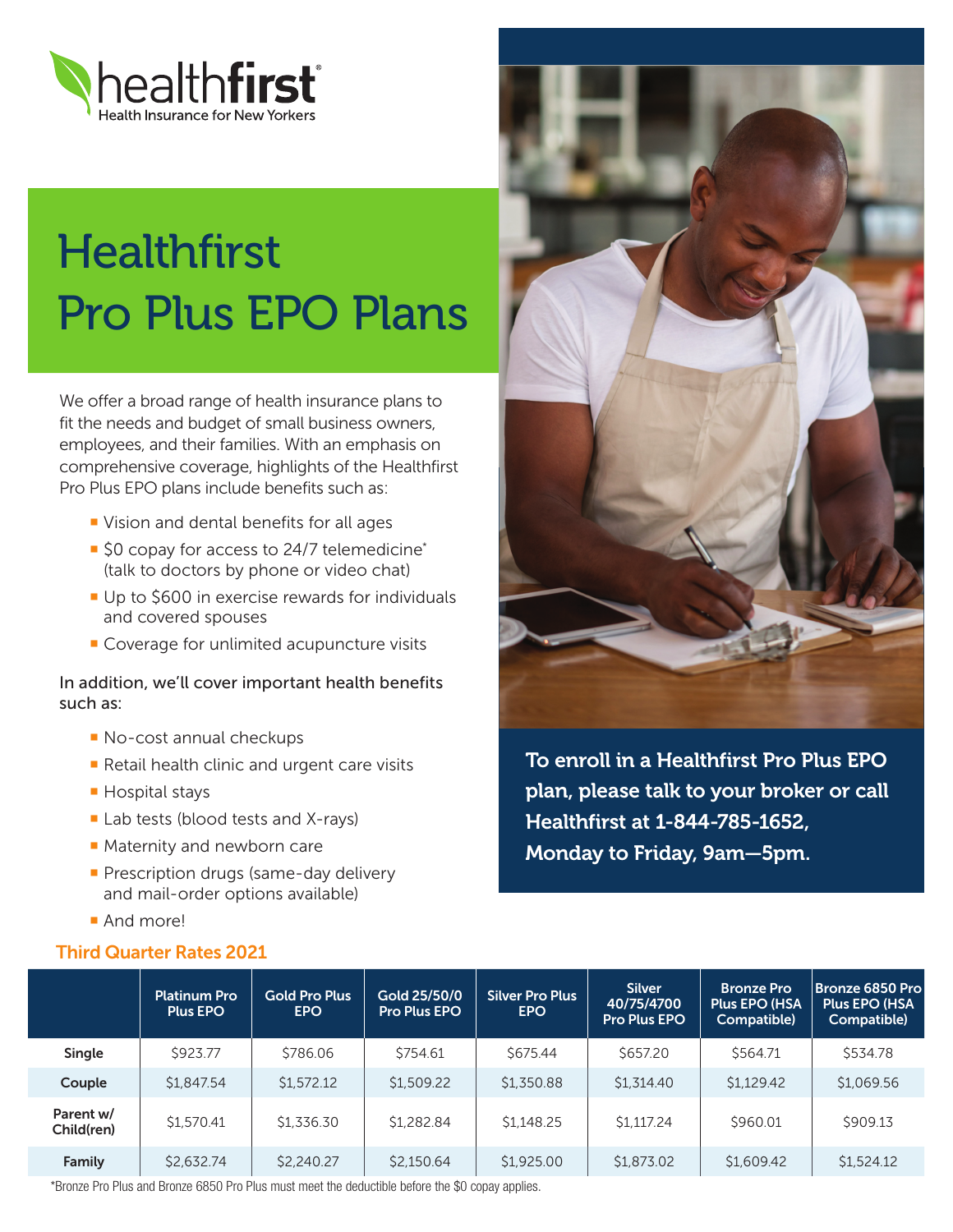healthfirst®
Health Insurance for New Yorkers

# Healthfirst Pro Plus EPO Plans

We offer a broad range of health insurance plans to fit the needs and budget of small business owners, employees, and their families. With an emphasis on comprehensive coverage, highlights of the Healthfirst Pro Plus EPO plans include benefits such as:

- Vision and dental benefits for all ages
- $0 copay for access to 24/7 telemedicine* (talk to doctors by phone or video chat)
- Up to $600 in exercise rewards for individuals and covered spouses
- Coverage for unlimited acupuncture visits

In addition, we'll cover important health benefits such as:

- No-cost annual checkups
- Retail health clinic and urgent care visits
- Hospital stays
- Lab tests (blood tests and X-rays)
- Maternity and newborn care
- Prescription drugs (same-day delivery and mail-order options available)
- And more!

**To enroll in a Healthfirst Pro Plus EPO plan, please talk to your broker or call Healthfirst at 1-844-785-1652, Monday to Friday, 9am—5pm.**

## Third Quarter Rates 2021

| | Platinum Pro Plus EPO | Gold Pro Plus EPO | Gold 25/50/0 Pro Plus EPO | Silver Pro Plus EPO | Silver 40/75/4700 Pro Plus EPO | Bronze Pro Plus EPO (HSA Compatible) | Bronze 6850 Pro Plus EPO (HSA Compatible) |
|---|---|---|---|---|---|---|---|
| **Single** | $923.77 | $786.06 | $754.61 | $675.44 | $657.20 | $564.71 | $534.78 |
| **Couple** | $1,847.54 | $1,572.12 | $1,509.22 | $1,350.88 | $1,314.40 | $1,129.42 | $1,069.56 |
| **Parent w/ Child(ren)** | $1,570.41 | $1,336.30 | $1,282.84 | $1,148.25 | $1,117.24 | $960.01 | $909.13 |
| **Family** | $2,632.74 | $2,240.27 | $2,150.64 | $1,925.00 | $1,873.02 | $1,609.42 | $1,524.12 |

*Bronze Pro Plus and Bronze 6850 Pro Plus must meet the deductible before the $0 copay applies.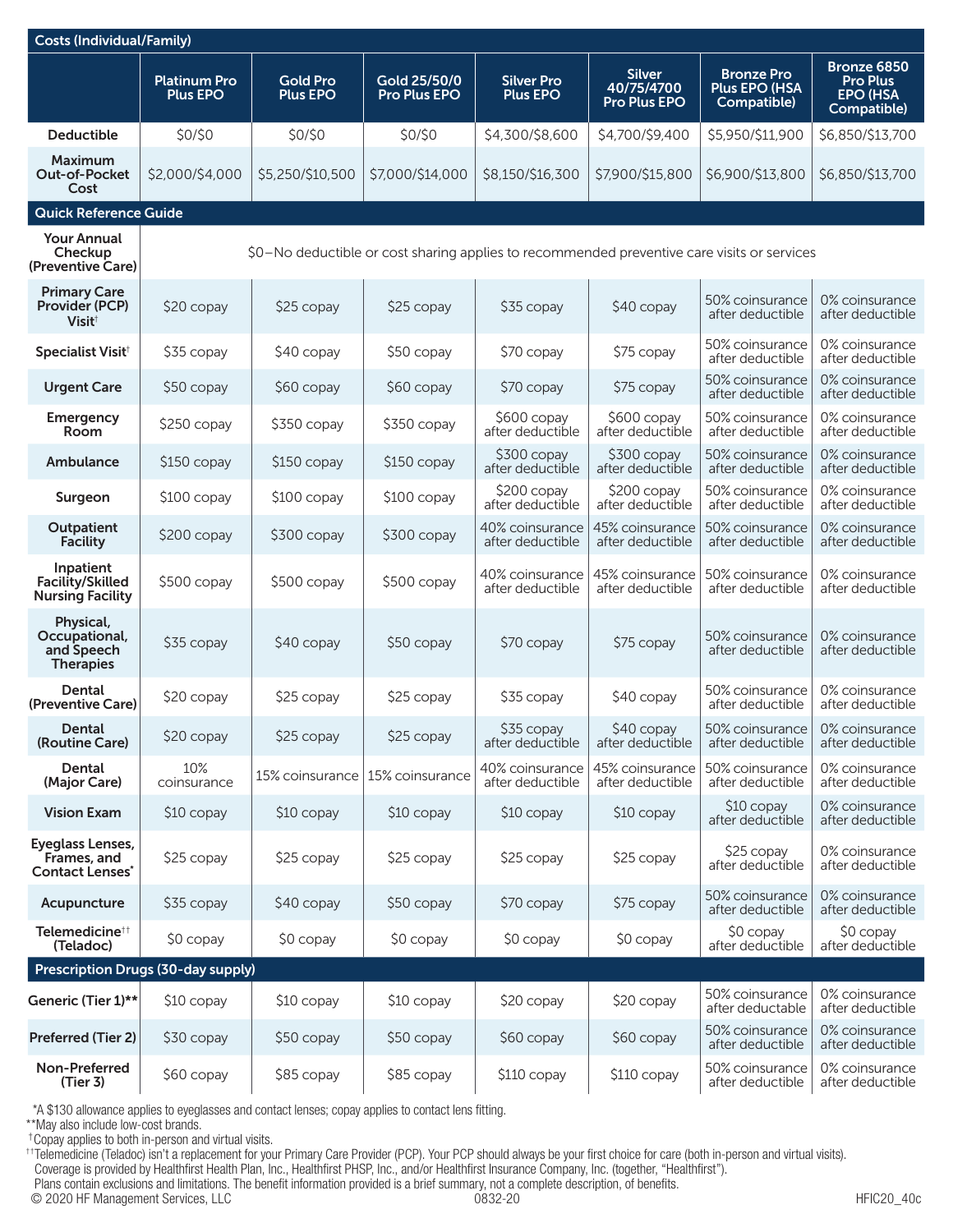| Costs (Individual/Family) | Platinum Pro Plus EPO | Gold Pro Plus EPO | Gold 25/50/0 Pro Plus EPO | Silver Pro Plus EPO | Silver 40/75/4700 Pro Plus EPO | Bronze Pro Plus EPO (HSA Compatible) | Bronze 6850 Pro Plus EPO (HSA Compatible) |
|---|---|---|---|---|---|---|---|
| Deductible | $0/$0 | $0/$0 | $0/$0 | $4,300/$8,600 | $4,700/$9,400 | $5,950/$11,900 | $6,850/$13,700 |
| Maximum Out-of-Pocket Cost | $2,000/$4,000 | $5,250/$10,500 | $7,000/$14,000 | $8,150/$16,300 | $7,900/$15,800 | $6,900/$13,800 | $6,850/$13,700 |
| **Quick Reference Guide** | | | | | | | |
| Your Annual Checkup (Preventive Care) | $0–No deductible or cost sharing applies to recommended preventive care visits or services | | | | | | |
| Primary Care Provider (PCP) Visit† | $20 copay | $25 copay | $25 copay | $35 copay | $40 copay | 50% coinsurance after deductible | 0% coinsurance after deductible |
| Specialist Visit† | $35 copay | $40 copay | $50 copay | $70 copay | $75 copay | 50% coinsurance after deductible | 0% coinsurance after deductible |
| Urgent Care | $50 copay | $60 copay | $60 copay | $70 copay | $75 copay | 50% coinsurance after deductible | 0% coinsurance after deductible |
| Emergency Room | $250 copay | $350 copay | $350 copay | $600 copay after deductible | $600 copay after deductible | 50% coinsurance after deductible | 0% coinsurance after deductible |
| Ambulance | $150 copay | $150 copay | $150 copay | $300 copay after deductible | $300 copay after deductible | 50% coinsurance after deductible | 0% coinsurance after deductible |
| Surgeon | $100 copay | $100 copay | $100 copay | $200 copay after deductible | $200 copay after deductible | 50% coinsurance after deductible | 0% coinsurance after deductible |
| Outpatient Facility | $200 copay | $300 copay | $300 copay | 40% coinsurance after deductible | 45% coinsurance after deductible | 50% coinsurance after deductible | 0% coinsurance after deductible |
| Inpatient Facility/Skilled Nursing Facility | $500 copay | $500 copay | $500 copay | 40% coinsurance after deductible | 45% coinsurance after deductible | 50% coinsurance after deductible | 0% coinsurance after deductible |
| Physical, Occupational, and Speech Therapies | $35 copay | $40 copay | $50 copay | $70 copay | $75 copay | 50% coinsurance after deductible | 0% coinsurance after deductible |
| Dental (Preventive Care) | $20 copay | $25 copay | $25 copay | $35 copay | $40 copay | 50% coinsurance after deductible | 0% coinsurance after deductible |
| Dental (Routine Care) | $20 copay | $25 copay | $25 copay | $35 copay after deductible | $40 copay after deductible | 50% coinsurance after deductible | 0% coinsurance after deductible |
| Dental (Major Care) | 10% coinsurance | 15% coinsurance | 15% coinsurance | 40% coinsurance after deductible | 45% coinsurance after deductible | 50% coinsurance after deductible | 0% coinsurance after deductible |
| Vision Exam | $10 copay | $10 copay | $10 copay | $10 copay | $10 copay | $10 copay after deductible | 0% coinsurance after deductible |
| Eyeglass Lenses, Frames, and Contact Lenses* | $25 copay | $25 copay | $25 copay | $25 copay | $25 copay | $25 copay after deductible | 0% coinsurance after deductible |
| Acupuncture | $35 copay | $40 copay | $50 copay | $70 copay | $75 copay | 50% coinsurance after deductible | 0% coinsurance after deductible |
| Telemedicine†† (Teladoc) | $0 copay | $0 copay | $0 copay | $0 copay | $0 copay | $0 copay after deductible | $0 copay after deductible |
| **Prescription Drugs (30-day supply)** | | | | | | | |
| Generic (Tier 1)** | $10 copay | $10 copay | $10 copay | $20 copay | $20 copay | 50% coinsurance after deductable | 0% coinsurance after deductible |
| Preferred (Tier 2) | $30 copay | $50 copay | $50 copay | $60 copay | $60 copay | 50% coinsurance after deductible | 0% coinsurance after deductible |
| Non-Preferred (Tier 3) | $60 copay | $85 copay | $85 copay | $110 copay | $110 copay | 50% coinsurance after deductible | 0% coinsurance after deductible |

*A $130 allowance applies to eyeglasses and contact lenses; copay applies to contact lens fitting.
**May also include low-cost brands.
†Copay applies to both in-person and virtual visits.
††Telemedicine (Teladoc) isn't a replacement for your Primary Care Provider (PCP). Your PCP should always be your first choice for care (both in-person and virtual visits).
Coverage is provided by Healthfirst Health Plan, Inc., Healthfirst PHSP, Inc., and/or Healthfirst Insurance Company, Inc. (together, "Healthfirst").
Plans contain exclusions and limitations. The benefit information provided is a brief summary, not a complete description, of benefits.

© 2020 HF Management Services, LLC 0832-20 HFIC20_40c